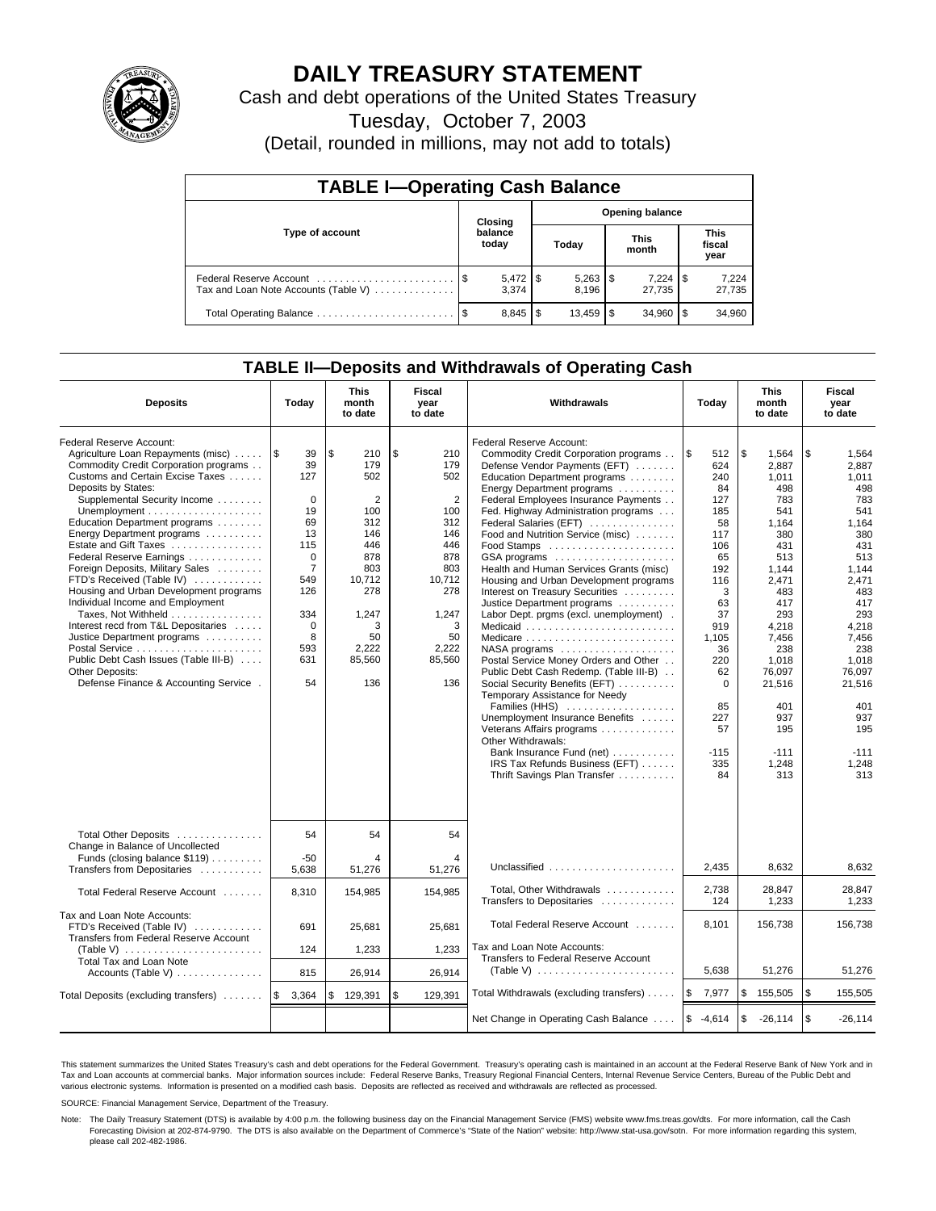# DAILY TREASURY STATEMENT

Cash and debt operations of the United States Treasury

Tuesday, October 7, 2003

(Detail, rounded in millions, may not add to totals)

## TABLE I—Operating Cash Balance

| Type of account | Closing balance today | Opening balance Today | Opening balance This month | Opening balance This fiscal year |
|---|---|---|---|---|
| Federal Reserve Account | $ 5,472 | $ 5,263 | $ 7,224 | $ 7,224 |
| Tax and Loan Note Accounts (Table V) | 3,374 | 8,196 | 27,735 | 27,735 |
| Total Operating Balance | $ 8,845 | $ 13,459 | $ 34,960 | $ 34,960 |

## TABLE II—Deposits and Withdrawals of Operating Cash

| Deposits | Today | This month to date | Fiscal year to date |
|---|---|---|---|
| Federal Reserve Account: | | | |
| Agriculture Loan Repayments (misc) | $ 39 | $ 210 | $ 210 |
| Commodity Credit Corporation programs | 39 | 179 | 179 |
| Customs and Certain Excise Taxes | 127 | 502 | 502 |
| Deposits by States: | | | |
| Supplemental Security Income | 0 | 2 | 2 |
| Unemployment | 19 | 100 | 100 |
| Education Department programs | 69 | 312 | 312 |
| Energy Department programs | 13 | 146 | 146 |
| Estate and Gift Taxes | 115 | 446 | 446 |
| Federal Reserve Earnings | 0 | 878 | 878 |
| Foreign Deposits, Military Sales | 7 | 803 | 803 |
| FTD's Received (Table IV) | 549 | 10,712 | 10,712 |
| Housing and Urban Development programs | 126 | 278 | 278 |
| Individual Income and Employment Taxes, Not Withheld | 334 | 1,247 | 1,247 |
| Interest recd from T&L Depositaries | 0 | 3 | 3 |
| Justice Department programs | 8 | 50 | 50 |
| Postal Service | 593 | 2,222 | 2,222 |
| Public Debt Cash Issues (Table III-B) | 631 | 85,560 | 85,560 |
| Other Deposits: | | | |
| Defense Finance & Accounting Service | 54 | 136 | 136 |
| Total Other Deposits | 54 | 54 | 54 |
| Change in Balance of Uncollected Funds (closing balance $119) | -50 | 4 | 4 |
| Transfers from Depositaries | 5,638 | 51,276 | 51,276 |
| Total Federal Reserve Account | 8,310 | 154,985 | 154,985 |
| Tax and Loan Note Accounts: | | | |
| FTD's Received (Table IV) | 691 | 25,681 | 25,681 |
| Transfers from Federal Reserve Account (Table V) | 124 | 1,233 | 1,233 |
| Total Tax and Loan Note Accounts (Table V) | 815 | 26,914 | 26,914 |
| Total Deposits (excluding transfers) | $ 3,364 | $ 129,391 | $ 129,391 |

| Withdrawals | Today | This month to date | Fiscal year to date |
|---|---|---|---|
| Federal Reserve Account: | | | |
| Commodity Credit Corporation programs | $ 512 | $ 1,564 | $ 1,564 |
| Defense Vendor Payments (EFT) | 624 | 2,887 | 2,887 |
| Education Department programs | 240 | 1,011 | 1,011 |
| Energy Department programs | 84 | 498 | 498 |
| Federal Employees Insurance Payments | 127 | 783 | 783 |
| Fed. Highway Administration programs | 185 | 541 | 541 |
| Federal Salaries (EFT) | 58 | 1,164 | 1,164 |
| Food and Nutrition Service (misc) | 117 | 380 | 380 |
| Food Stamps | 106 | 431 | 431 |
| GSA programs | 65 | 513 | 513 |
| Health and Human Services Grants (misc) | 192 | 1,144 | 1,144 |
| Housing and Urban Development programs | 116 | 2,471 | 2,471 |
| Interest on Treasury Securities | 3 | 483 | 483 |
| Justice Department programs | 63 | 417 | 417 |
| Labor Dept. prgms (excl. unemployment) | 37 | 293 | 293 |
| Medicaid | 919 | 4,218 | 4,218 |
| Medicare | 1,105 | 7,456 | 7,456 |
| NASA programs | 36 | 238 | 238 |
| Postal Service Money Orders and Other | 220 | 1,018 | 1,018 |
| Public Debt Cash Redemp. (Table III-B) | 62 | 76,097 | 76,097 |
| Social Security Benefits (EFT) | 0 | 21,516 | 21,516 |
| Temporary Assistance for Needy Families (HHS) | 85 | 401 | 401 |
| Unemployment Insurance Benefits | 227 | 937 | 937 |
| Veterans Affairs programs | 57 | 195 | 195 |
| Other Withdrawals: | | | |
| Bank Insurance Fund (net) | -115 | -111 | -111 |
| IRS Tax Refunds Business (EFT) | 335 | 1,248 | 1,248 |
| Thrift Savings Plan Transfer | 84 | 313 | 313 |
| Unclassified | 2,435 | 8,632 | 8,632 |
| Total, Other Withdrawals | 2,738 | 28,847 | 28,847 |
| Transfers to Depositaries | 124 | 1,233 | 1,233 |
| Total Federal Reserve Account | 8,101 | 156,738 | 156,738 |
| Tax and Loan Note Accounts: | | | |
| Transfers to Federal Reserve Account (Table V) | 5,638 | 51,276 | 51,276 |
| Total Withdrawals (excluding transfers) | $ 7,977 | $ 155,505 | $ 155,505 |
| Net Change in Operating Cash Balance | $ -4,614 | $ -26,114 | $ -26,114 |

This statement summarizes the United States Treasury's cash and debt operations for the Federal Government. Treasury's operating cash is maintained in an account at the Federal Reserve Bank of New York and in Tax and Loan accounts at commercial banks. Major information sources include: Federal Reserve Banks, Treasury Regional Financial Centers, Internal Revenue Service Centers, Bureau of the Public Debt and various electronic systems. Information is presented on a modified cash basis. Deposits are reflected as received and withdrawals are reflected as processed.

SOURCE: Financial Management Service, Department of the Treasury.

Note: The Daily Treasury Statement (DTS) is available by 4:00 p.m. the following business day on the Financial Management Service (FMS) website www.fms.treas.gov/dts. For more information, call the Cash Forecasting Division at 202-874-9790. The DTS is also available on the Department of Commerce's "State of the Nation" website: http://www.stat-usa.gov/sotn. For more information regarding this system, please call 202-482-1986.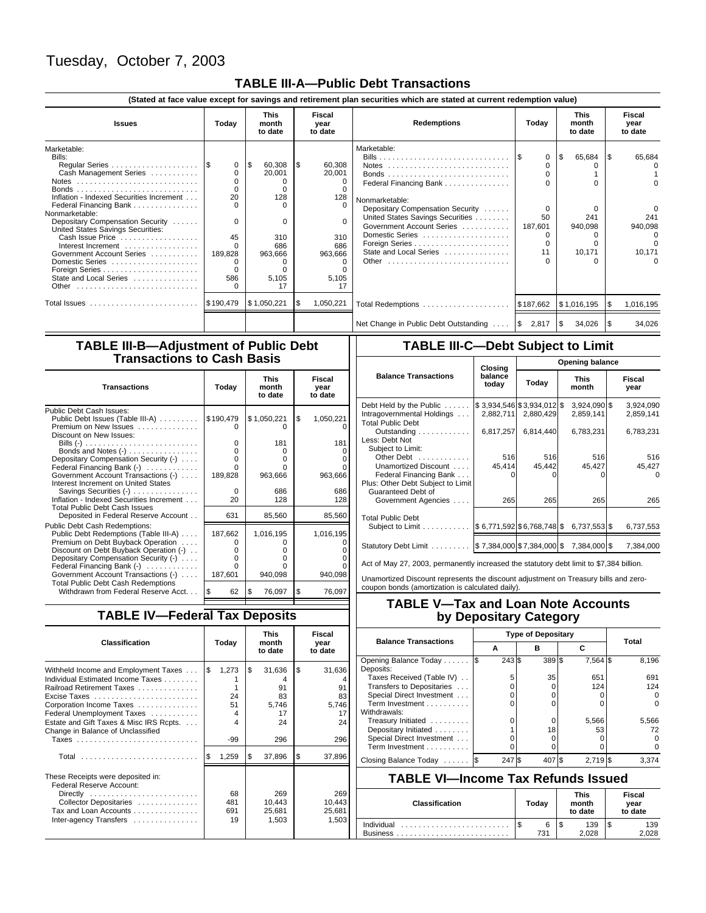Tuesday, October 7, 2003

## TABLE III-A—Public Debt Transactions

(Stated at face value except for savings and retirement plan securities which are stated at current redemption value)

| Issues | Today | This month to date | Fiscal year to date |
|---|---|---|---|
| Marketable: | | | |
| Bills: | | | |
| Regular Series | $ 0 | $ 60,308 | $ 60,308 |
| Cash Management Series | 0 | 20,001 | 20,001 |
| Notes | 0 | 0 | 0 |
| Bonds | 0 | 0 | 0 |
| Inflation - Indexed Securities Increment | 20 | 128 | 128 |
| Federal Financing Bank | 0 | 0 | 0 |
| Nonmarketable: | | | |
| Depositary Compensation Security | 0 | 0 | 0 |
| United States Savings Securities: | | | |
| Cash Issue Price | 45 | 310 | 310 |
| Interest Increment | 0 | 686 | 686 |
| Government Account Series | 189,828 | 963,666 | 963,666 |
| Domestic Series | 0 | 0 | 0 |
| Foreign Series | 0 | 0 | 0 |
| State and Local Series | 586 | 5,105 | 5,105 |
| Other | 0 | 17 | 17 |
| Total Issues | $190,479 | $1,050,221 | $ 1,050,221 |

| Redemptions | Today | This month to date | Fiscal year to date |
|---|---|---|---|
| Marketable: | | | |
| Bills | $ 0 | $ 65,684 | $ 65,684 |
| Notes | 0 | 0 | 0 |
| Bonds | 0 | 1 | 1 |
| Federal Financing Bank | 0 | 0 | 0 |
| Nonmarketable: | | | |
| Depositary Compensation Security | 0 | 0 | 0 |
| United States Savings Securities | 50 | 241 | 241 |
| Government Account Series | 187,601 | 940,098 | 940,098 |
| Domestic Series | 0 | 0 | 0 |
| Foreign Series | 0 | 0 | 0 |
| State and Local Series | 11 | 10,171 | 10,171 |
| Other | 0 | 0 | 0 |
| Total Redemptions | $187,662 | $1,016,195 | $ 1,016,195 |
| Net Change in Public Debt Outstanding | $ 2,817 | $ 34,026 | $ 34,026 |

## TABLE III-B—Adjustment of Public Debt Transactions to Cash Basis

| Transactions | Today | This month to date | Fiscal year to date |
|---|---|---|---|
| Public Debt Cash Issues: | | | |
| Public Debt Issues (Table III-A) | $190,479 | $1,050,221 | $ 1,050,221 |
| Premium on New Issues | 0 | 0 | 0 |
| Discount on New Issues: | | | |
| Bills (-) | 0 | 181 | 181 |
| Bonds and Notes (-) | 0 | 0 | 0 |
| Depositary Compensation Security (-) | 0 | 0 | 0 |
| Federal Financing Bank (-) | 0 | 0 | 0 |
| Government Account Transactions (-) | 189,828 | 963,666 | 963,666 |
| Interest Increment on United States Savings Securities (-) | 0 | 686 | 686 |
| Inflation - Indexed Securities Increment | 20 | 128 | 128 |
| Total Public Debt Cash Issues Deposited in Federal Reserve Account | 631 | 85,560 | 85,560 |
| Public Debt Cash Redemptions: | | | |
| Public Debt Redemptions (Table III-A) | 187,662 | 1,016,195 | 1,016,195 |
| Premium on Debt Buyback Operation | 0 | 0 | 0 |
| Discount on Debt Buyback Operation (-) | 0 | 0 | 0 |
| Depositary Compensation Security (-) | 0 | 0 | 0 |
| Federal Financing Bank (-) | 0 | 0 | 0 |
| Government Account Transactions (-) | 187,601 | 940,098 | 940,098 |
| Total Public Debt Cash Redemptions Withdrawn from Federal Reserve Acct. | $ 62 | $ 76,097 | $ 76,097 |

## TABLE III-C—Debt Subject to Limit

| Balance Transactions | Closing balance today | Opening balance Today | Opening balance This month | Opening balance Fiscal year |
|---|---|---|---|---|
| Debt Held by the Public | $ 3,934,546 | $ 3,934,012 | $ 3,924,090 | $ 3,924,090 |
| Intragovernmental Holdings | 2,882,711 | 2,880,429 | 2,859,141 | 2,859,141 |
| Total Public Debt Outstanding | 6,817,257 | 6,814,440 | 6,783,231 | 6,783,231 |
| Less: Debt Not Subject to Limit: | | | | |
| Other Debt | 516 | 516 | 516 | 516 |
| Unamortized Discount | 45,414 | 45,442 | 45,427 | 45,427 |
| Federal Financing Bank | 0 | 0 | 0 | 0 |
| Plus: Other Debt Subject to Limit Guaranteed Debt of Government Agencies | 265 | 265 | 265 | 265 |
| Total Public Debt Subject to Limit | $ 6,771,592 | $ 6,768,748 | $ 6,737,553 | $ 6,737,553 |
| Statutory Debt Limit | $ 7,384,000 | $ 7,384,000 | $ 7,384,000 | $ 7,384,000 |

Act of May 27, 2003, permanently increased the statutory debt limit to $7,384 billion.

Unamortized Discount represents the discount adjustment on Treasury bills and zero-coupon bonds (amortization is calculated daily).

## TABLE IV—Federal Tax Deposits

| Classification | Today | This month to date | Fiscal year to date |
|---|---|---|---|
| Withheld Income and Employment Taxes | $ 1,273 | $ 31,636 | $ 31,636 |
| Individual Estimated Income Taxes | 1 | 4 | 4 |
| Railroad Retirement Taxes | 1 | 91 | 91 |
| Excise Taxes | 24 | 83 | 83 |
| Corporation Income Taxes | 51 | 5,746 | 5,746 |
| Federal Unemployment Taxes | 4 | 17 | 17 |
| Estate and Gift Taxes & Misc IRS Rcpts. | 4 | 24 | 24 |
| Change in Balance of Unclassified Taxes | -99 | 296 | 296 |
| Total | $ 1,259 | $ 37,896 | $ 37,896 |
| These Receipts were deposited in: | | | |
| Federal Reserve Account: | | | |
| Directly | 68 | 269 | 269 |
| Collector Depositaries | 481 | 10,443 | 10,443 |
| Tax and Loan Accounts | 691 | 25,681 | 25,681 |
| Inter-agency Transfers | 19 | 1,503 | 1,503 |

## TABLE V—Tax and Loan Note Accounts by Depositary Category

| Balance Transactions | Type of Depositary A | B | C | Total |
|---|---|---|---|---|
| Opening Balance Today | $ 243 | $ 389 | $ 7,564 | $ 8,196 |
| Deposits: | | | | |
| Taxes Received (Table IV) | 5 | 35 | 651 | 691 |
| Transfers to Depositaries | 0 | 0 | 124 | 124 |
| Special Direct Investment | 0 | 0 | 0 | 0 |
| Term Investment | 0 | 0 | 0 | 0 |
| Withdrawals: | | | | |
| Treasury Initiated | 0 | 0 | 5,566 | 5,566 |
| Depositary Initiated | 1 | 18 | 53 | 72 |
| Special Direct Investment | 0 | 0 | 0 | 0 |
| Term Investment | 0 | 0 | 0 | 0 |
| Closing Balance Today | $ 247 | $ 407 | $ 2,719 | $ 3,374 |

## TABLE VI—Income Tax Refunds Issued

| Classification | Today | This month to date | Fiscal year to date |
|---|---|---|---|
| Individual | $ 6 | $ 139 | $ 139 |
| Business | 731 | 2,028 | 2,028 |